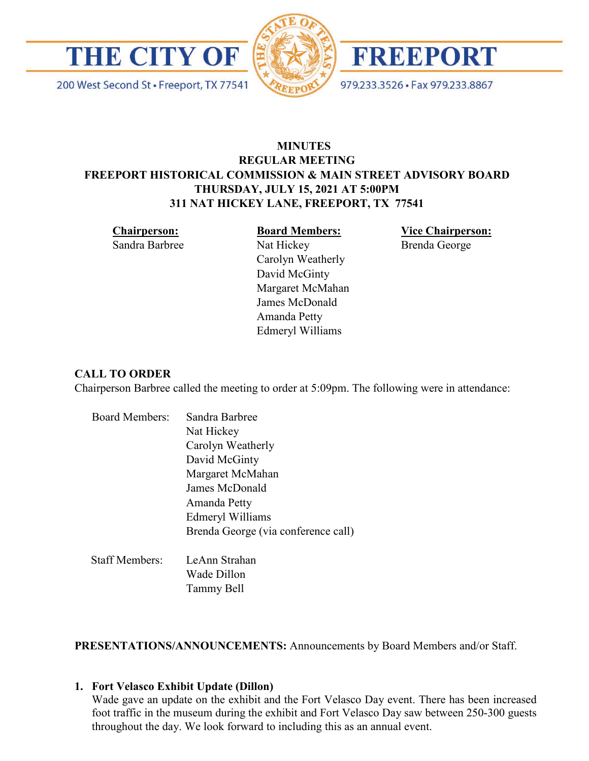# THE CITY OF FREEPORT

200 West Second St • Freeport, TX 77541

979.233.3526 • Fax 979.233.8867

**MINUTES**
**REGULAR MEETING**
**FREEPORT HISTORICAL COMMISSION & MAIN STREET ADVISORY BOARD**
**THURSDAY, JULY 15, 2021 AT 5:00PM**
**311 NAT HICKEY LANE, FREEPORT, TX 77541**

| **Chairperson:** | **Board Members:** | **Vice Chairperson:** |
|---|---|---|
| Sandra Barbree | Nat Hickey | Brenda George |
| | Carolyn Weatherly | |
| | David McGinty | |
| | Margaret McMahan | |
| | James McDonald | |
| | Amanda Petty | |
| | Edmeryl Williams | |

**CALL TO ORDER**

Chairperson Barbree called the meeting to order at 5:09pm. The following were in attendance:

Board Members:
- Sandra Barbree
- Nat Hickey
- Carolyn Weatherly
- David McGinty
- Margaret McMahan
- James McDonald
- Amanda Petty
- Edmeryl Williams
- Brenda George (via conference call)

Staff Members:
- LeAnn Strahan
- Wade Dillon
- Tammy Bell

**PRESENTATIONS/ANNOUNCEMENTS:** Announcements by Board Members and/or Staff.

1. **Fort Velasco Exhibit Update (Dillon)**
   Wade gave an update on the exhibit and the Fort Velasco Day event. There has been increased foot traffic in the museum during the exhibit and Fort Velasco Day saw between 250-300 guests throughout the day. We look forward to including this as an annual event.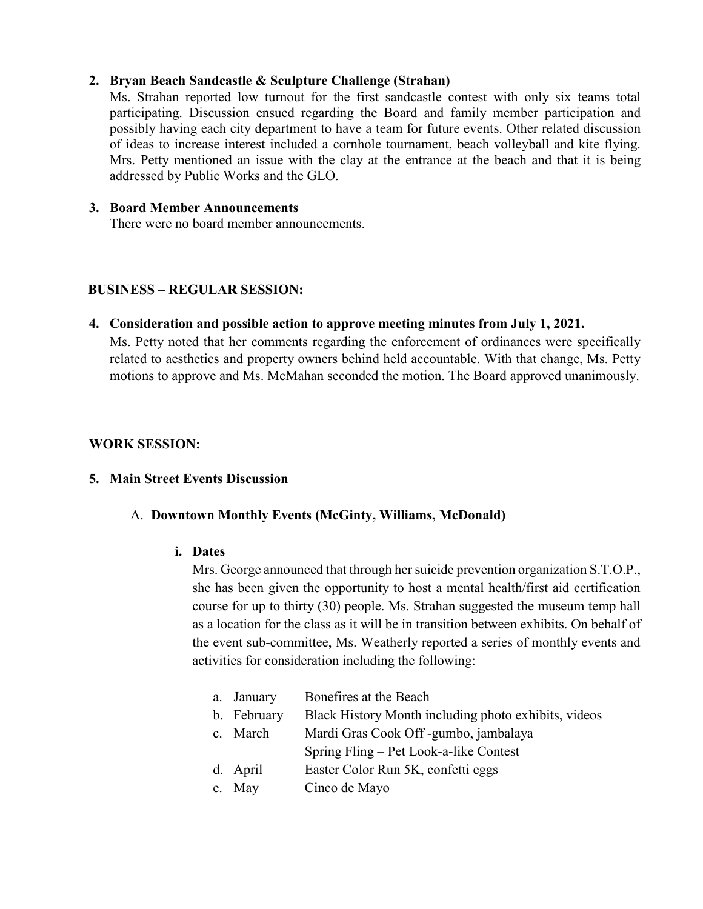2. **Bryan Beach Sandcastle & Sculpture Challenge (Strahan)**

   Ms. Strahan reported low turnout for the first sandcastle contest with only six teams total participating. Discussion ensued regarding the Board and family member participation and possibly having each city department to have a team for future events. Other related discussion of ideas to increase interest included a cornhole tournament, beach volleyball and kite flying. Mrs. Petty mentioned an issue with the clay at the entrance at the beach and that it is being addressed by Public Works and the GLO.

3. **Board Member Announcements**

   There were no board member announcements.

**BUSINESS – REGULAR SESSION:**

4. **Consideration and possible action to approve meeting minutes from July 1, 2021.**

   Ms. Petty noted that her comments regarding the enforcement of ordinances were specifically related to aesthetics and property owners behind held accountable. With that change, Ms. Petty motions to approve and Ms. McMahan seconded the motion. The Board approved unanimously.

**WORK SESSION:**

5. **Main Street Events Discussion**

   A. **Downtown Monthly Events (McGinty, Williams, McDonald)**

   **i. Dates**

   Mrs. George announced that through her suicide prevention organization S.T.O.P., she has been given the opportunity to host a mental health/first aid certification course for up to thirty (30) people. Ms. Strahan suggested the museum temp hall as a location for the class as it will be in transition between exhibits. On behalf of the event sub-committee, Ms. Weatherly reported a series of monthly events and activities for consideration including the following:

   a. January — Bonefires at the Beach
   b. February — Black History Month including photo exhibits, videos
   c. March — Mardi Gras Cook Off -gumbo, jambalaya
      Spring Fling – Pet Look-a-like Contest
   d. April — Easter Color Run 5K, confetti eggs
   e. May — Cinco de Mayo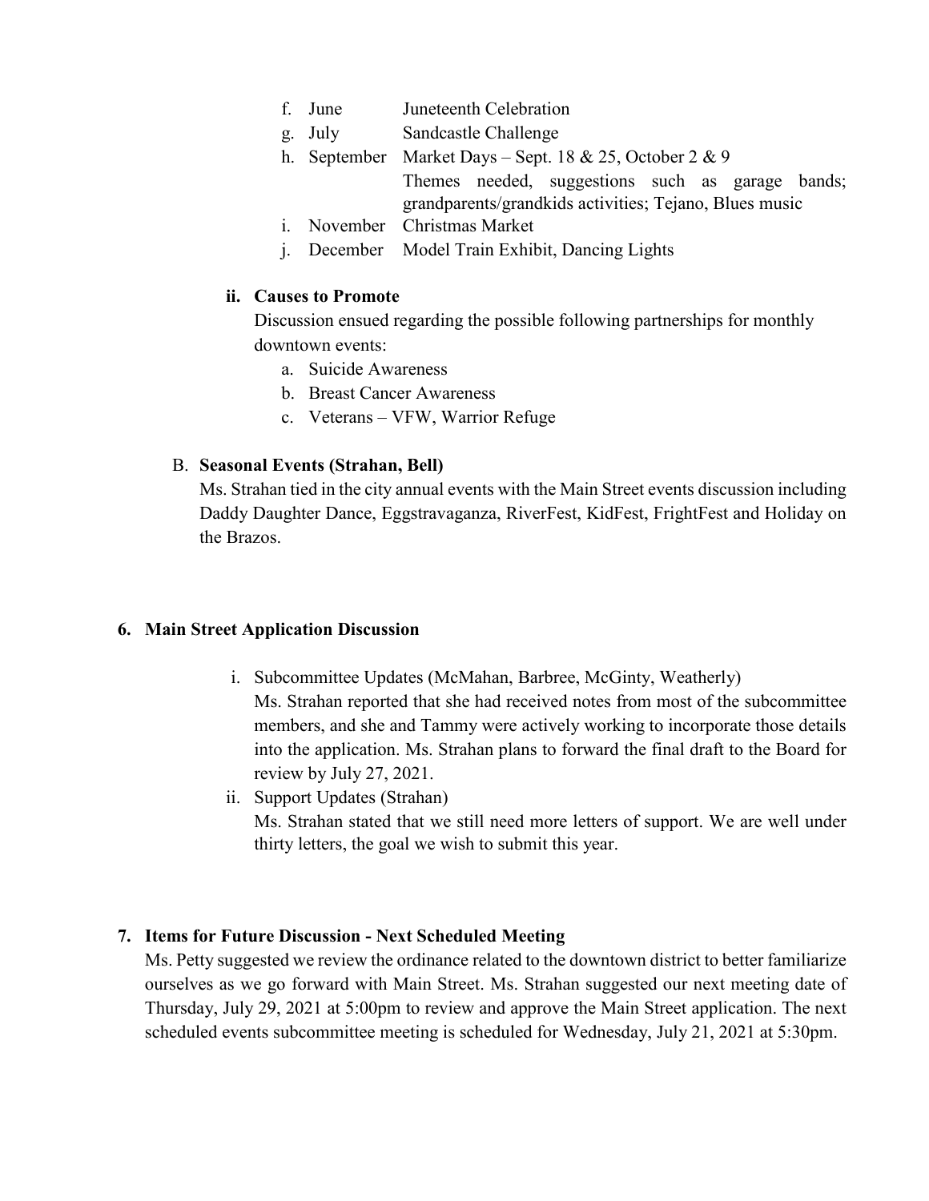f. June Juneteenth Celebration
g. July Sandcastle Challenge
h. September Market Days – Sept. 18 & 25, October 2 & 9
   Themes needed, suggestions such as garage bands; grandparents/grandkids activities; Tejano, Blues music
i. November Christmas Market
j. December Model Train Exhibit, Dancing Lights

**ii. Causes to Promote**

Discussion ensued regarding the possible following partnerships for monthly downtown events:

a. Suicide Awareness
b. Breast Cancer Awareness
c. Veterans – VFW, Warrior Refuge

B. **Seasonal Events (Strahan, Bell)**

Ms. Strahan tied in the city annual events with the Main Street events discussion including Daddy Daughter Dance, Eggstravaganza, RiverFest, KidFest, FrightFest and Holiday on the Brazos.

**6. Main Street Application Discussion**

i. Subcommittee Updates (McMahan, Barbree, McGinty, Weatherly)
   Ms. Strahan reported that she had received notes from most of the subcommittee members, and she and Tammy were actively working to incorporate those details into the application. Ms. Strahan plans to forward the final draft to the Board for review by July 27, 2021.

ii. Support Updates (Strahan)
   Ms. Strahan stated that we still need more letters of support. We are well under thirty letters, the goal we wish to submit this year.

**7. Items for Future Discussion - Next Scheduled Meeting**

Ms. Petty suggested we review the ordinance related to the downtown district to better familiarize ourselves as we go forward with Main Street. Ms. Strahan suggested our next meeting date of Thursday, July 29, 2021 at 5:00pm to review and approve the Main Street application. The next scheduled events subcommittee meeting is scheduled for Wednesday, July 21, 2021 at 5:30pm.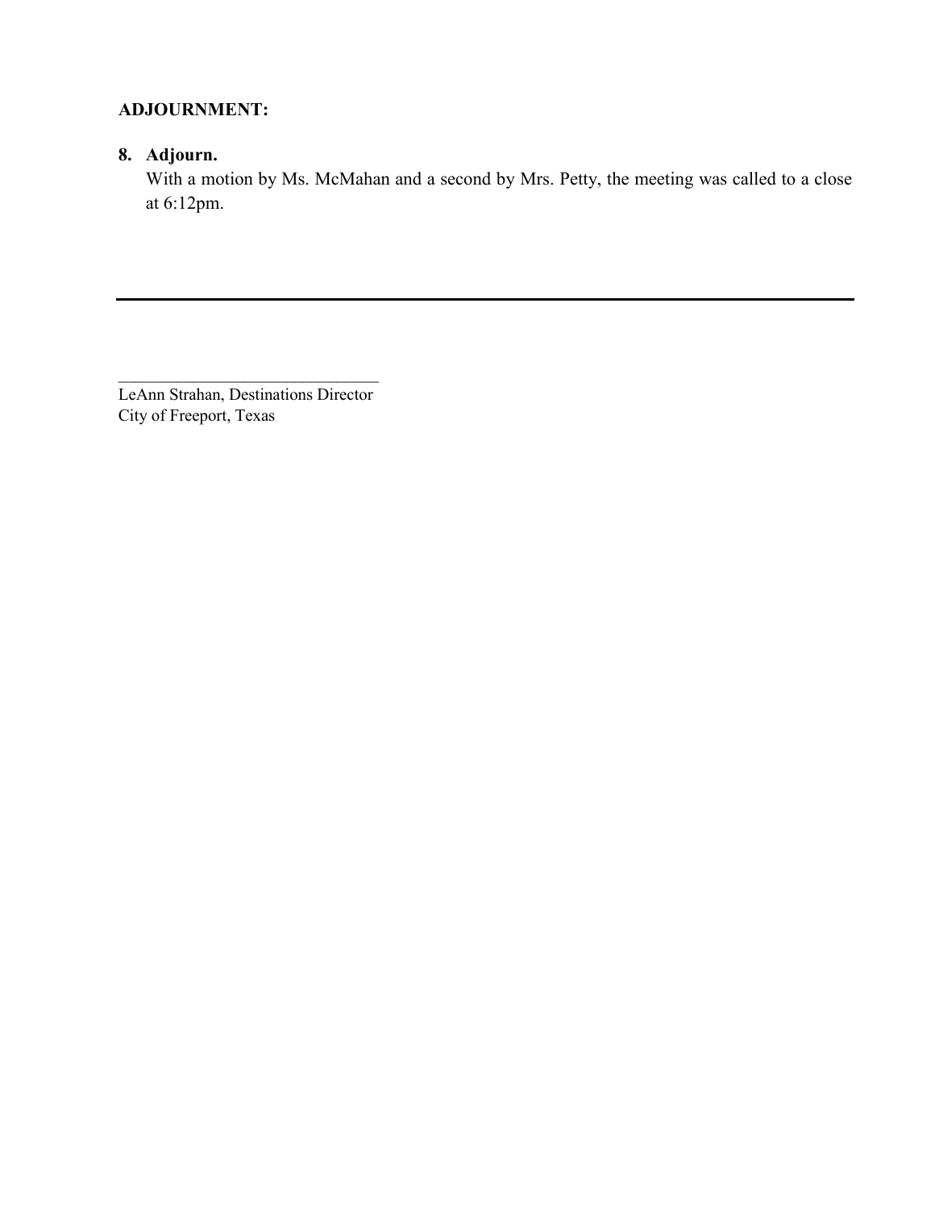**ADJOURNMENT:**

**8. Adjourn.**

With a motion by Ms. McMahan and a second by Mrs. Petty, the meeting was called to a close at 6:12pm.

---

\_\_\_\_\_\_\_\_\_\_\_\_\_\_\_\_\_\_\_\_\_\_\_\_\_\_\_\_\_\_\_\_

LeAnn Strahan, Destinations Director
City of Freeport, Texas